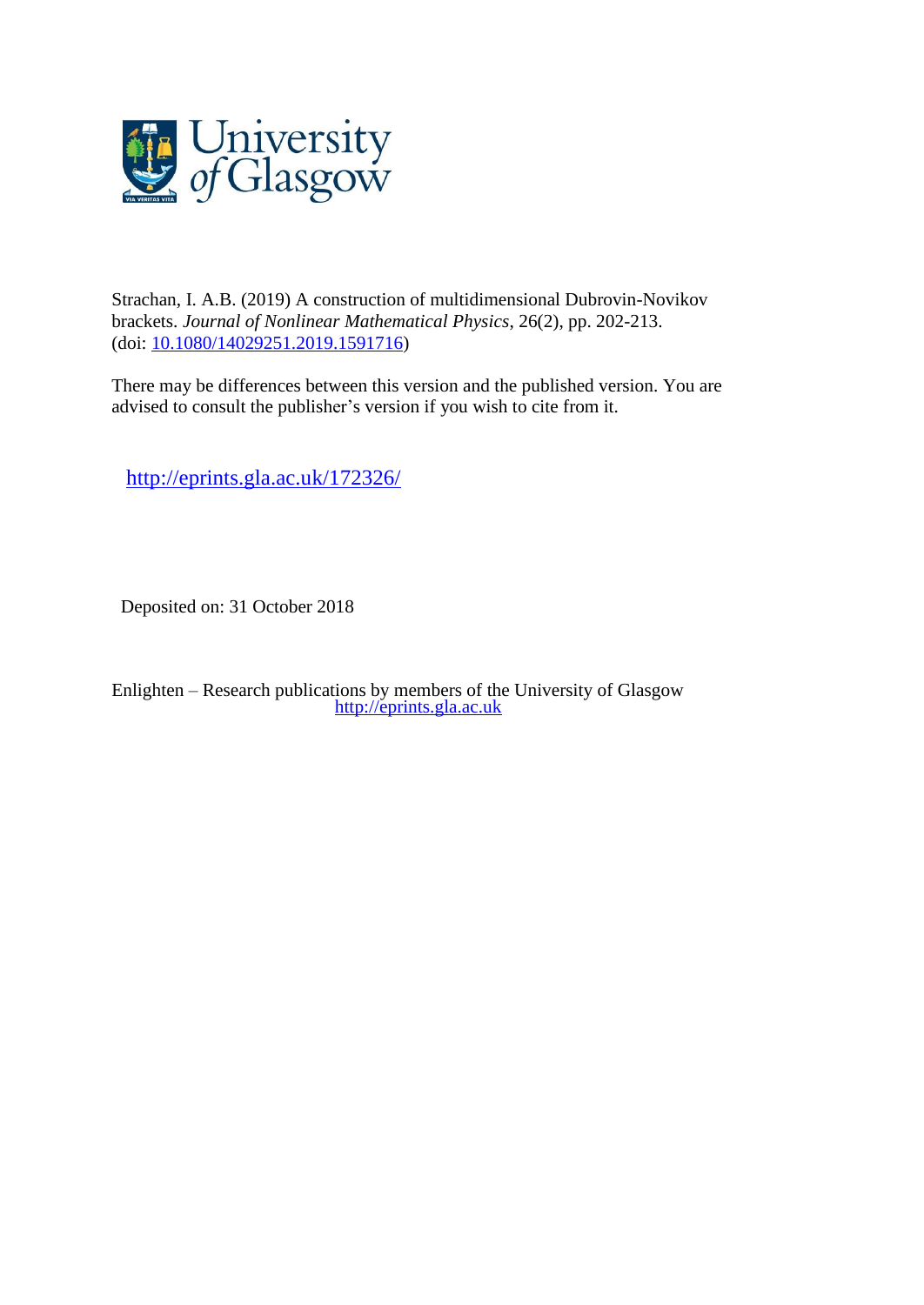Strachan, I. A.B. (2019) A construction of multidimensional Dubrovin-Novikov brackets. *Journal of Nonlinear Mathematical Physics*, 26(2), pp. 202-213. (doi: [10.1080/14029251.2019.1591716](https://doi.org/10.1080/14029251.2019.1591716))

There may be differences between this version and the published version. You are advised to consult the publisher's version if you wish to cite from it.

http://eprints.gla.ac.uk/172326/

Deposited on: 31 October 2018

Enlighten – Research publications by members of the University of Glasgow
http://eprints.gla.ac.uk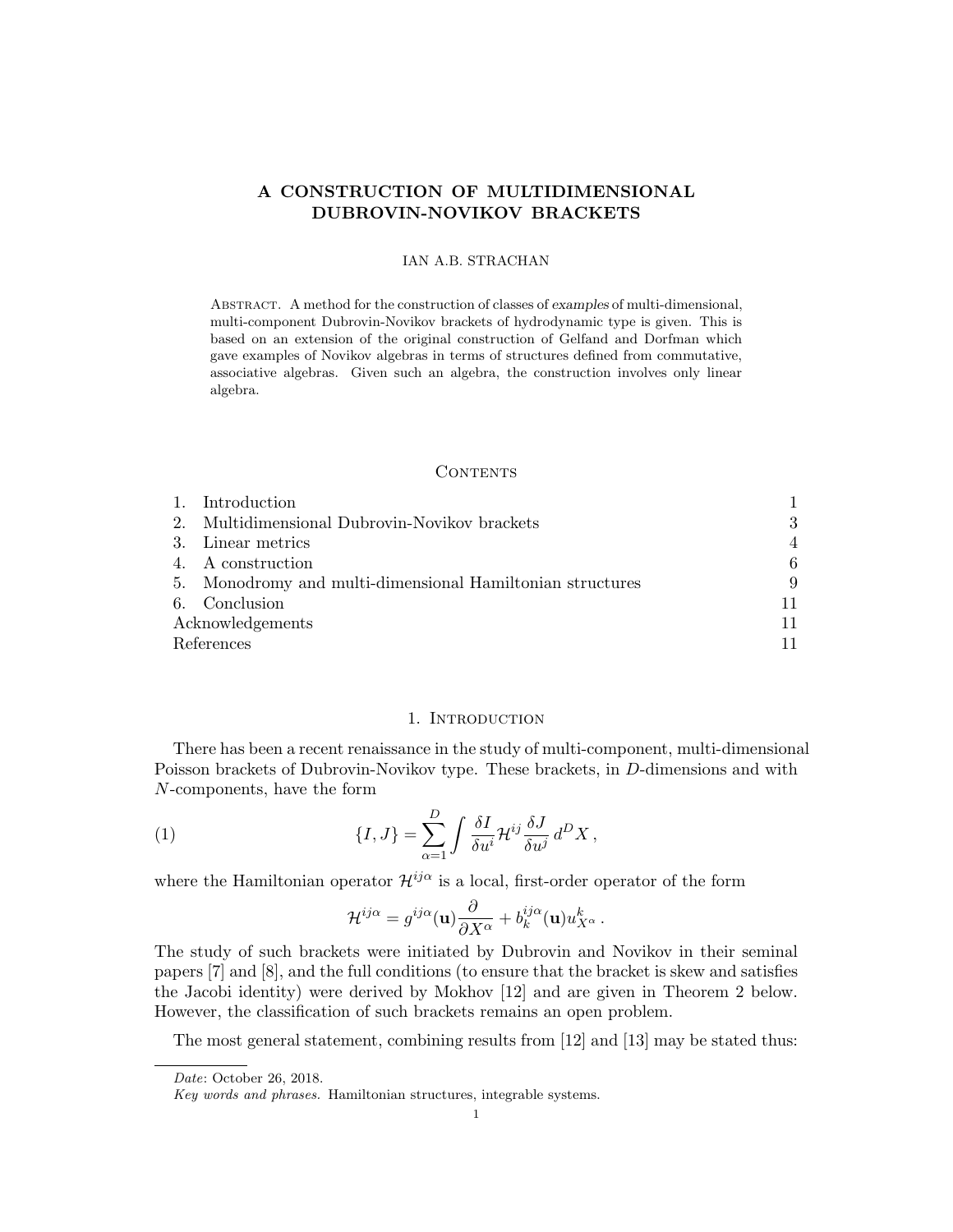# A CONSTRUCTION OF MULTIDIMENSIONAL DUBROVIN-NOVIKOV BRACKETS

IAN A.B. STRACHAN

Abstract. A method for the construction of classes of *examples* of multi-dimensional, multi-component Dubrovin-Novikov brackets of hydrodynamic type is given. This is based on an extension of the original construction of Gelfand and Dorfman which gave examples of Novikov algebras in terms of structures defined from commutative, associative algebras. Given such an algebra, the construction involves only linear algebra.

## Contents

1. Introduction — 1
2. Multidimensional Dubrovin-Novikov brackets — 3
3. Linear metrics — 4
4. A construction — 6
5. Monodromy and multi-dimensional Hamiltonian structures — 9
6. Conclusion — 11

Acknowledgements — 11

References — 11

## 1. Introduction

There has been a recent renaissance in the study of multi-component, multi-dimensional Poisson brackets of Dubrovin-Novikov type. These brackets, in $D$-dimensions and with $N$-components, have the form

$$\{I,J\} = \sum_{\alpha=1}^{D} \int \frac{\delta I}{\delta u^i} \mathcal{H}^{ij} \frac{\delta J}{\delta u^j} \, d^D X \,, \tag{1}$$

where the Hamiltonian operator $\mathcal{H}^{ij\alpha}$ is a local, first-order operator of the form

$$\mathcal{H}^{ij\alpha} = g^{ij\alpha}(\mathbf{u}) \frac{\partial}{\partial X^\alpha} + b^{ij\alpha}_k(\mathbf{u}) u^k_{X^\alpha} \,.$$

The study of such brackets were initiated by Dubrovin and Novikov in their seminal papers [7] and [8], and the full conditions (to ensure that the bracket is skew and satisfies the Jacobi identity) were derived by Mokhov [12] and are given in Theorem 2 below. However, the classification of such brackets remains an open problem.

The most general statement, combining results from [12] and [13] may be stated thus:

*Date*: October 26, 2018.

*Key words and phrases.* Hamiltonian structures, integrable systems.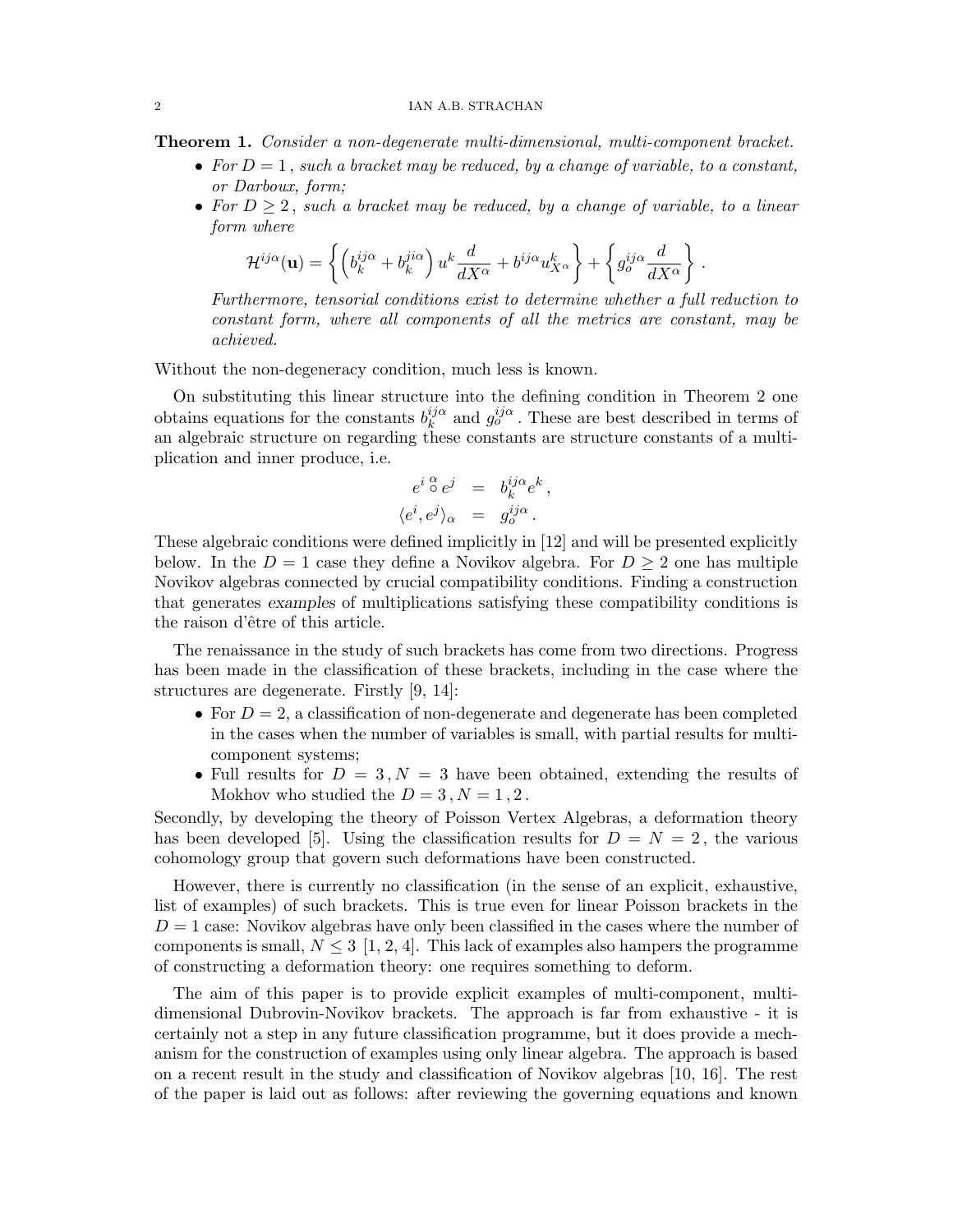**Theorem 1.** *Consider a non-degenerate multi-dimensional, multi-component bracket.*

- *For $D = 1$, such a bracket may be reduced, by a change of variable, to a constant, or Darboux, form;*
- *For $D \geq 2$, such a bracket may be reduced, by a change of variable, to a linear form where*

$$\mathcal{H}^{ij\alpha}(\mathbf{u}) = \left\{ \left( b_k^{ij\alpha} + b_k^{ji\alpha} \right) u^k \frac{d}{dX^\alpha} + b^{ij\alpha} u^k_{X^\alpha} \right\} + \left\{ g_o^{ij\alpha} \frac{d}{dX^\alpha} \right\}.$$

*Furthermore, tensorial conditions exist to determine whether a full reduction to constant form, where all components of all the metrics are constant, may be achieved.*

Without the non-degeneracy condition, much less is known.

On substituting this linear structure into the defining condition in Theorem 2 one obtains equations for the constants $b_k^{ij\alpha}$ and $g_o^{ij\alpha}$. These are best described in terms of an algebraic structure on regarding these constants are structure constants of a multiplication and inner produce, i.e.

$$\begin{aligned} e^i \overset{\alpha}{\circ} e^j &= b_k^{ij\alpha} e^k \,, \\ \langle e^i, e^j \rangle_\alpha &= g_o^{ij\alpha} \,. \end{aligned}$$

These algebraic conditions were defined implicitly in [12] and will be presented explicitly below. In the $D = 1$ case they define a Novikov algebra. For $D \geq 2$ one has multiple Novikov algebras connected by crucial compatibility conditions. Finding a construction that generates *examples* of multiplications satisfying these compatibility conditions is the raison d'être of this article.

The renaissance in the study of such brackets has come from two directions. Progress has been made in the classification of these brackets, including in the case where the structures are degenerate. Firstly [9, 14]:

- For $D = 2$, a classification of non-degenerate and degenerate has been completed in the cases when the number of variables is small, with partial results for multi-component systems;
- Full results for $D = 3, N = 3$ have been obtained, extending the results of Mokhov who studied the $D = 3, N = 1, 2$.

Secondly, by developing the theory of Poisson Vertex Algebras, a deformation theory has been developed [5]. Using the classification results for $D = N = 2$, the various cohomology group that govern such deformations have been constructed.

However, there is currently no classification (in the sense of an explicit, exhaustive, list of examples) of such brackets. This is true even for linear Poisson brackets in the $D = 1$ case: Novikov algebras have only been classified in the cases where the number of components is small, $N \leq 3$ [1, 2, 4]. This lack of examples also hampers the programme of constructing a deformation theory: one requires something to deform.

The aim of this paper is to provide explicit examples of multi-component, multi-dimensional Dubrovin-Novikov brackets. The approach is far from exhaustive - it is certainly not a step in any future classification programme, but it does provide a mechanism for the construction of examples using only linear algebra. The approach is based on a recent result in the study and classification of Novikov algebras [10, 16]. The rest of the paper is laid out as follows: after reviewing the governing equations and known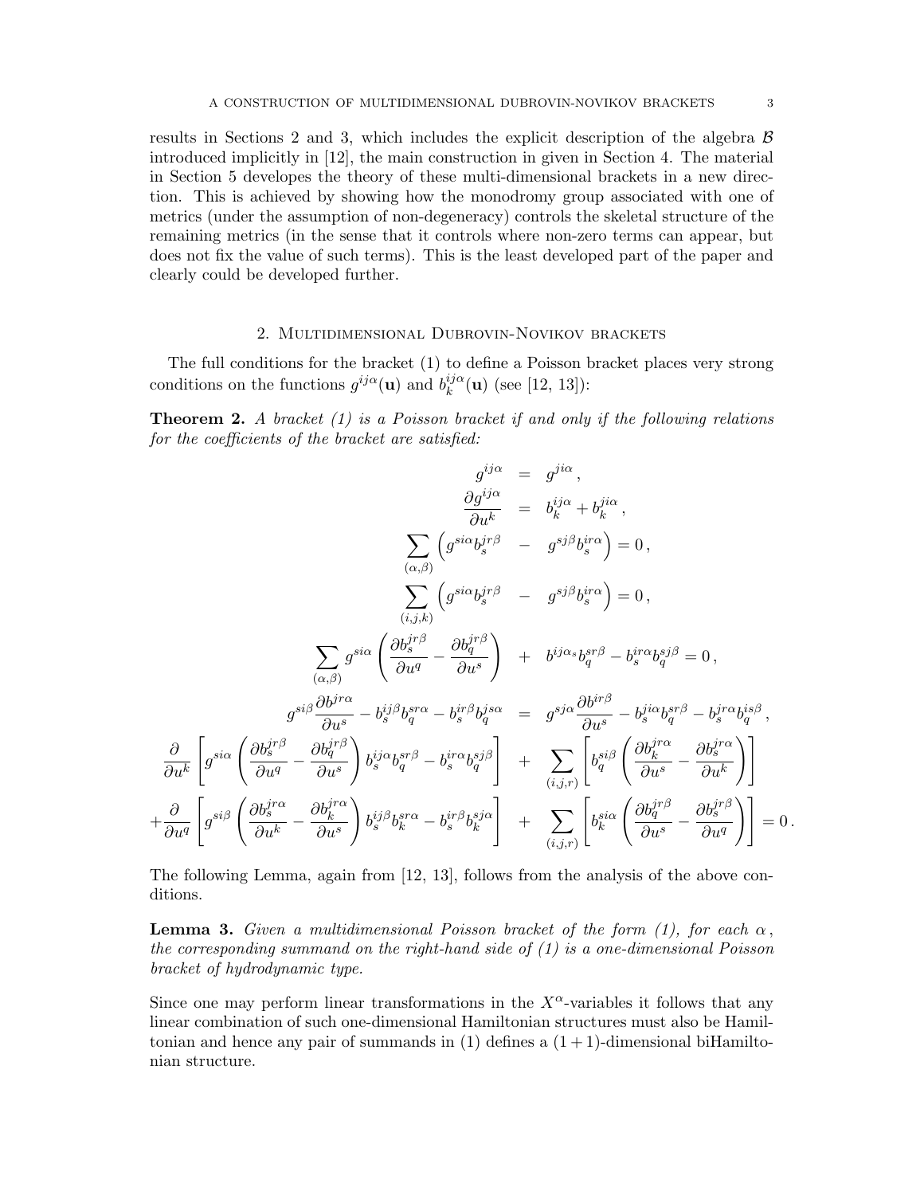results in Sections 2 and 3, which includes the explicit description of the algebra $\mathcal{B}$ introduced implicitly in [12], the main construction in given in Section 4. The material in Section 5 developes the theory of these multi-dimensional brackets in a new direction. This is achieved by showing how the monodromy group associated with one of metrics (under the assumption of non-degeneracy) controls the skeletal structure of the remaining metrics (in the sense that it controls where non-zero terms can appear, but does not fix the value of such terms). This is the least developed part of the paper and clearly could be developed further.

## 2. Multidimensional Dubrovin-Novikov brackets

The full conditions for the bracket (1) to define a Poisson bracket places very strong conditions on the functions $g^{ij\alpha}(\mathbf{u})$ and $b^{ij\alpha}_k(\mathbf{u})$ (see [12, 13]):

**Theorem 2.** *A bracket (1) is a Poisson bracket if and only if the following relations for the coefficients of the bracket are satisfied:*

$$
\begin{aligned}
g^{ij\alpha} &= g^{ji\alpha}\,, \\
\frac{\partial g^{ij\alpha}}{\partial u^k} &= b^{ij\alpha}_k + b^{ji\alpha}_k\,, \\
\sum_{(\alpha,\beta)} \left( g^{si\alpha} b^{jr\beta}_s \right. &- \left. g^{sj\beta} b^{ir\alpha}_s \right) = 0\,, \\
\sum_{(i,j,k)} \left( g^{si\alpha} b^{jr\beta}_s \right. &- \left. g^{sj\beta} b^{ir\alpha}_s \right) = 0\,, \\
\sum_{(\alpha,\beta)} g^{si\alpha} \left( \frac{\partial b^{jr\beta}_s}{\partial u^q} - \frac{\partial b^{jr\beta}_q}{\partial u^s} \right) &+ b^{ij\alpha_s} b^{sr\beta}_q - b^{ir\alpha}_s b^{sj\beta}_q = 0\,, \\
g^{si\beta} \frac{\partial b^{jr\alpha}}{\partial u^s} - b^{ij\beta}_s b^{sr\alpha}_q - b^{ir\beta}_s b^{js\alpha}_q &= g^{sj\alpha} \frac{\partial b^{ir\beta}}{\partial u^s} - b^{ji\alpha}_s b^{sr\beta}_q - b^{jr\alpha}_s b^{is\beta}_q\,, \\
\frac{\partial}{\partial u^k} \left[ g^{si\alpha} \left( \frac{\partial b^{jr\beta}_s}{\partial u^q} - \frac{\partial b^{jr\beta}_q}{\partial u^s} \right) b^{ij\alpha}_s b^{sr\beta}_q - b^{ir\alpha}_s b^{sj\beta}_q \right] &+ \sum_{(i,j,r)} \left[ b^{si\beta}_q \left( \frac{\partial b^{jr\alpha}_k}{\partial u^s} - \frac{\partial b^{jr\alpha}_s}{\partial u^k} \right) \right] \\
+ \frac{\partial}{\partial u^q} \left[ g^{si\beta} \left( \frac{\partial b^{jr\alpha}_s}{\partial u^k} - \frac{\partial b^{jr\alpha}_k}{\partial u^s} \right) b^{ij\beta}_s b^{sr\alpha}_k - b^{ir\beta}_s b^{sj\alpha}_k \right] &+ \sum_{(i,j,r)} \left[ b^{si\alpha}_k \left( \frac{\partial b^{jr\beta}_q}{\partial u^s} - \frac{\partial b^{jr\beta}_s}{\partial u^q} \right) \right] = 0\,.
\end{aligned}
$$

The following Lemma, again from [12, 13], follows from the analysis of the above conditions.

**Lemma 3.** *Given a multidimensional Poisson bracket of the form (1), for each $\alpha$, the corresponding summand on the right-hand side of (1) is a one-dimensional Poisson bracket of hydrodynamic type.*

Since one may perform linear transformations in the $X^\alpha$-variables it follows that any linear combination of such one-dimensional Hamiltonian structures must also be Hamiltonian and hence any pair of summands in (1) defines a $(1+1)$-dimensional biHamiltonian structure.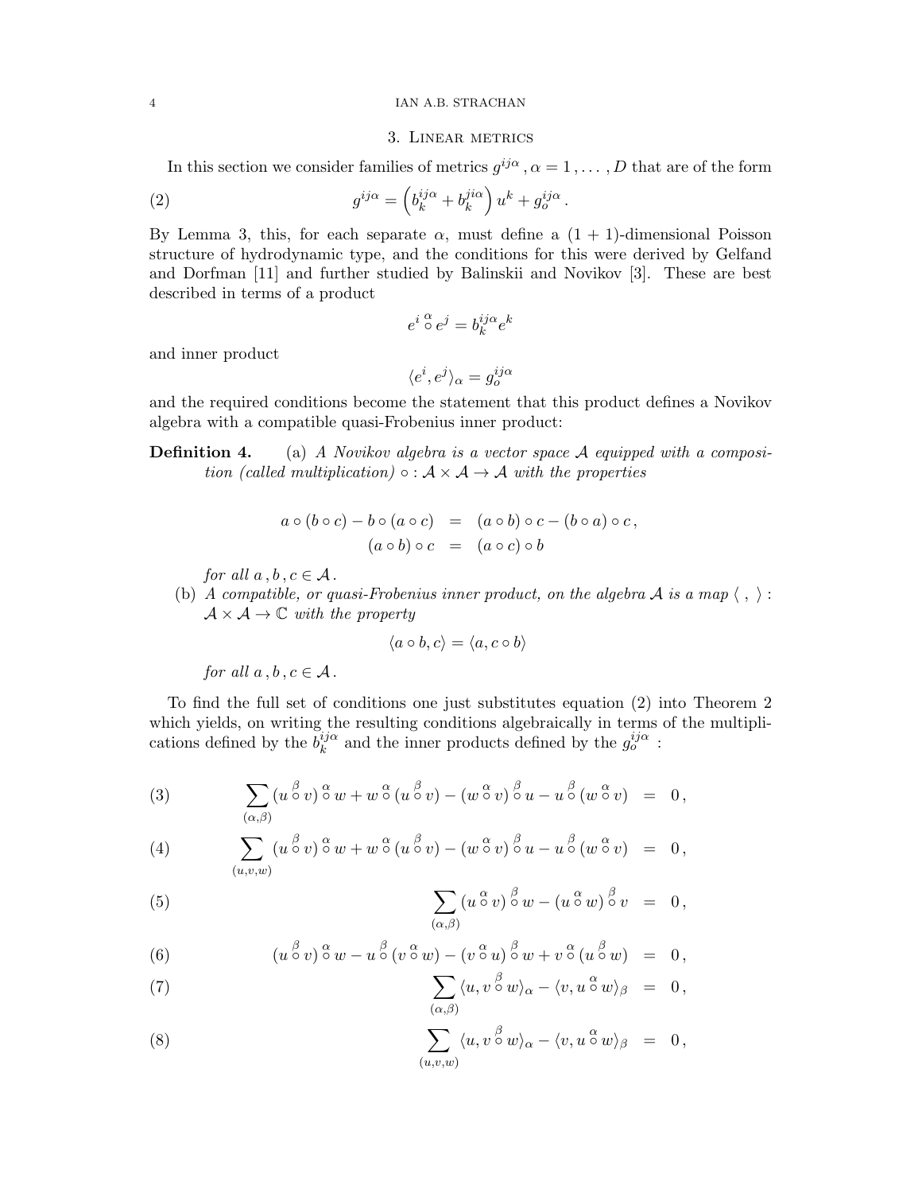## 3. Linear metrics

In this section we consider families of metrics $g^{ij\alpha}\,, \alpha = 1\,, \ldots\,, D$ that are of the form

$$g^{ij\alpha} = \left( b^{ij\alpha}_k + b^{ji\alpha}_k \right) u^k + g^{ij\alpha}_o\,. \tag{2}$$

By Lemma 3, this, for each separate $\alpha$, must define a $(1+1)$-dimensional Poisson structure of hydrodynamic type, and the conditions for this were derived by Gelfand and Dorfman [11] and further studied by Balinskii and Novikov [3]. These are best described in terms of a product

$$e^i \overset{\alpha}{\circ} e^j = b^{ij\alpha}_k e^k$$

and inner product

$$\langle e^i, e^j \rangle_\alpha = g^{ij\alpha}_o$$

and the required conditions become the statement that this product defines a Novikov algebra with a compatible quasi-Frobenius inner product:

**Definition 4.** (a) *A Novikov algebra is a vector space $\mathcal{A}$ equipped with a composition (called multiplication) $\circ : \mathcal{A} \times \mathcal{A} \to \mathcal{A}$ with the properties*

$$\begin{aligned} a \circ (b \circ c) - b \circ (a \circ c) &= (a \circ b) \circ c - (b \circ a) \circ c\,, \\ (a \circ b) \circ c &= (a \circ c) \circ b \end{aligned}$$

*for all $a\,, b\,, c \in \mathcal{A}$.*

(b) *A compatible, or quasi-Frobenius inner product, on the algebra $\mathcal{A}$ is a map $\langle\ ,\ \rangle : \mathcal{A} \times \mathcal{A} \to \mathbb{C}$ with the property*

$$\langle a \circ b, c \rangle = \langle a, c \circ b \rangle$$

*for all $a\,, b\,, c \in \mathcal{A}$.*

To find the full set of conditions one just substitutes equation (2) into Theorem 2 which yields, on writing the resulting conditions algebraically in terms of the multiplications defined by the $b^{ij\alpha}_k$ and the inner products defined by the $g^{ij\alpha}_o$ :

$$\sum_{(\alpha,\beta)} (u \overset{\beta}{\circ} v) \overset{\alpha}{\circ} w + w \overset{\alpha}{\circ} (u \overset{\beta}{\circ} v) - (w \overset{\alpha}{\circ} v) \overset{\beta}{\circ} u - u \overset{\beta}{\circ} (w \overset{\alpha}{\circ} v) = 0\,, \tag{3}$$

$$\sum_{(u,v,w)} (u \overset{\beta}{\circ} v) \overset{\alpha}{\circ} w + w \overset{\alpha}{\circ} (u \overset{\beta}{\circ} v) - (w \overset{\alpha}{\circ} v) \overset{\beta}{\circ} u - u \overset{\beta}{\circ} (w \overset{\alpha}{\circ} v) = 0\,, \tag{4}$$

$$\sum_{(\alpha,\beta)} (u \overset{\alpha}{\circ} v) \overset{\beta}{\circ} w - (u \overset{\alpha}{\circ} w) \overset{\beta}{\circ} v = 0\,, \tag{5}$$

$$(u \overset{\beta}{\circ} v) \overset{\alpha}{\circ} w - u \overset{\beta}{\circ} (v \overset{\alpha}{\circ} w) - (v \overset{\alpha}{\circ} u) \overset{\beta}{\circ} w + v \overset{\alpha}{\circ} (u \overset{\beta}{\circ} w) = 0\,, \tag{6}$$

$$\sum_{(\alpha,\beta)} \langle u, v \overset{\beta}{\circ} w \rangle_\alpha - \langle v, u \overset{\alpha}{\circ} w \rangle_\beta = 0\,, \tag{7}$$

$$\sum_{(u,v,w)} \langle u, v \overset{\beta}{\circ} w \rangle_\alpha - \langle v, u \overset{\alpha}{\circ} w \rangle_\beta = 0\,, \tag{8}$$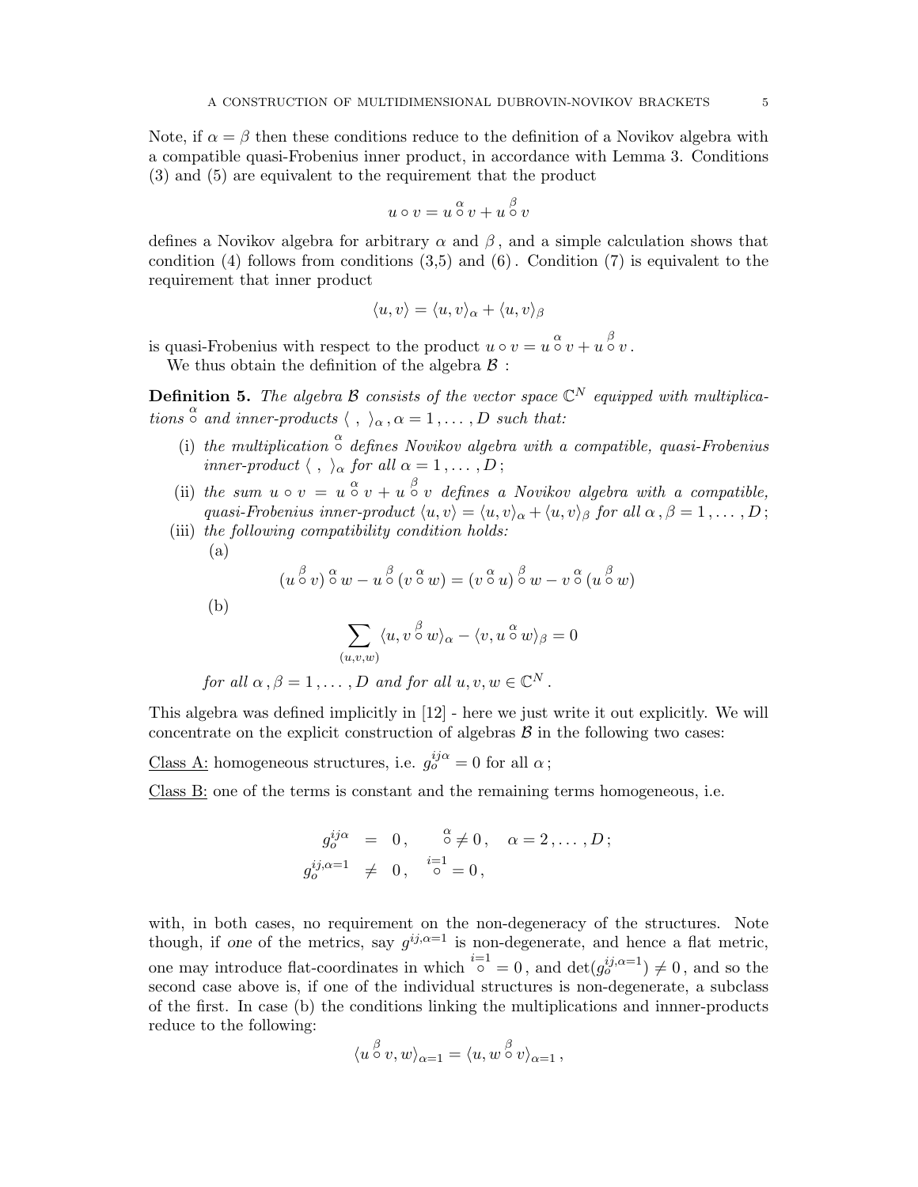Note, if $\alpha = \beta$ then these conditions reduce to the definition of a Novikov algebra with a compatible quasi-Frobenius inner product, in accordance with Lemma 3. Conditions (3) and (5) are equivalent to the requirement that the product

$$u \circ v = u \overset{\alpha}{\circ} v + u \overset{\beta}{\circ} v$$

defines a Novikov algebra for arbitrary $\alpha$ and $\beta$, and a simple calculation shows that condition (4) follows from conditions (3,5) and (6). Condition (7) is equivalent to the requirement that inner product

$$\langle u, v \rangle = \langle u, v \rangle_\alpha + \langle u, v \rangle_\beta$$

is quasi-Frobenius with respect to the product $u \circ v = u \overset{\alpha}{\circ} v + u \overset{\beta}{\circ} v$.

We thus obtain the definition of the algebra $\mathcal{B}$ :

**Definition 5.** *The algebra $\mathcal{B}$ consists of the vector space $\mathbb{C}^N$ equipped with multiplications $\overset{\alpha}{\circ}$ and inner-products $\langle \; , \; \rangle_\alpha \,, \alpha = 1 \,, \ldots \,, D$ such that:*

(i) *the multiplication $\overset{\alpha}{\circ}$ defines Novikov algebra with a compatible, quasi-Frobenius inner-product $\langle \; , \; \rangle_\alpha$ for all $\alpha = 1 \,, \ldots \,, D$ ;*

(ii) *the sum $u \circ v = u \overset{\alpha}{\circ} v + u \overset{\beta}{\circ} v$ defines a Novikov algebra with a compatible, quasi-Frobenius inner-product $\langle u, v \rangle = \langle u, v \rangle_\alpha + \langle u, v \rangle_\beta$ for all $\alpha \,, \beta = 1 \,, \ldots \,, D$ ;*

(iii) *the following compatibility condition holds:*

(a)

$$(u \overset{\beta}{\circ} v) \overset{\alpha}{\circ} w - u \overset{\beta}{\circ} (v \overset{\alpha}{\circ} w) = (v \overset{\alpha}{\circ} u) \overset{\beta}{\circ} w - v \overset{\alpha}{\circ} (u \overset{\beta}{\circ} w)$$

(b)

$$\sum_{(u,v,w)} \langle u, v \overset{\beta}{\circ} w \rangle_\alpha - \langle v, u \overset{\alpha}{\circ} w \rangle_\beta = 0$$

*for all $\alpha \,, \beta = 1 \,, \ldots \,, D$ and for all $u, v, w \in \mathbb{C}^N$ .*

This algebra was defined implicitly in [12] - here we just write it out explicitly. We will concentrate on the explicit construction of algebras $\mathcal{B}$ in the following two cases:

Class A: homogeneous structures, i.e. $g^{ij\alpha}_o = 0$ for all $\alpha$ ;

Class B: one of the terms is constant and the remaining terms homogeneous, i.e.

$$\begin{array}{rcl} g^{ij\alpha}_o & = & 0 \,, \qquad \overset{\alpha}{\circ} \neq 0 \,, \quad \alpha = 2 \,, \ldots \,, D \,; \\ g^{ij,\alpha=1}_o & \neq & 0 \,, \quad \overset{i=1}{\circ} = 0 \,, \end{array}$$

with, in both cases, no requirement on the non-degeneracy of the structures. Note though, if *one* of the metrics, say $g^{ij,\alpha=1}$ is non-degenerate, and hence a flat metric, one may introduce flat-coordinates in which $\overset{i=1}{\circ} = 0$ , and $\det(g^{ij,\alpha=1}_o) \neq 0$ , and so the second case above is, if one of the individual structures is non-degenerate, a subclass of the first. In case (b) the conditions linking the multiplications and innner-products reduce to the following:

$$\langle u \overset{\beta}{\circ} v, w \rangle_{\alpha=1} = \langle u, w \overset{\beta}{\circ} v \rangle_{\alpha=1} \,,$$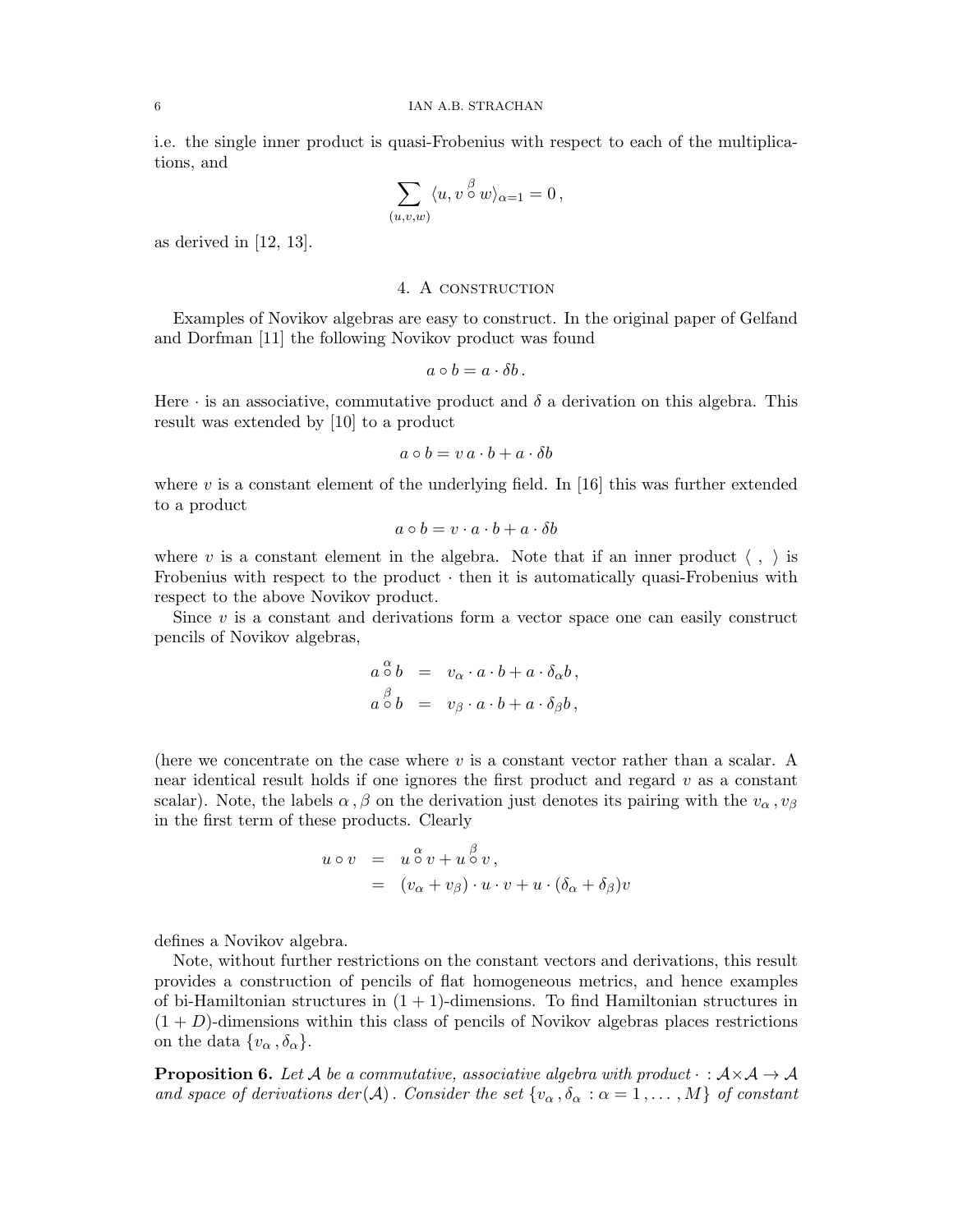i.e. the single inner product is quasi-Frobenius with respect to each of the multiplications, and

$$\sum_{(u,v,w)} \langle u, v \overset{\beta}{\circ} w \rangle_{\alpha=1} = 0\,,$$

as derived in [12, 13].

## 4. A construction

Examples of Novikov algebras are easy to construct. In the original paper of Gelfand and Dorfman [11] the following Novikov product was found

$$a \circ b = a \cdot \delta b\,.$$

Here $\cdot$ is an associative, commutative product and $\delta$ a derivation on this algebra. This result was extended by [10] to a product

$$a \circ b = v\, a \cdot b + a \cdot \delta b$$

where $v$ is a constant element of the underlying field. In [16] this was further extended to a product

$$a \circ b = v \cdot a \cdot b + a \cdot \delta b$$

where $v$ is a constant element in the algebra. Note that if an inner product $\langle\ ,\ \rangle$ is Frobenius with respect to the product $\cdot$ then it is automatically quasi-Frobenius with respect to the above Novikov product.

Since $v$ is a constant and derivations form a vector space one can easily construct pencils of Novikov algebras,

$$\begin{aligned}
a \overset{\alpha}{\circ} b &= v_\alpha \cdot a \cdot b + a \cdot \delta_\alpha b\,,\\
a \overset{\beta}{\circ} b &= v_\beta \cdot a \cdot b + a \cdot \delta_\beta b\,,
\end{aligned}$$

(here we concentrate on the case where $v$ is a constant vector rather than a scalar. A near identical result holds if one ignores the first product and regard $v$ as a constant scalar). Note, the labels $\alpha\,,\beta$ on the derivation just denotes its pairing with the $v_\alpha\,,v_\beta$ in the first term of these products. Clearly

$$\begin{aligned}
u \circ v &= u \overset{\alpha}{\circ} v + u \overset{\beta}{\circ} v\,,\\
&= (v_\alpha + v_\beta) \cdot u \cdot v + u \cdot (\delta_\alpha + \delta_\beta) v
\end{aligned}$$

defines a Novikov algebra.

Note, without further restrictions on the constant vectors and derivations, this result provides a construction of pencils of flat homogeneous metrics, and hence examples of bi-Hamiltonian structures in $(1+1)$-dimensions. To find Hamiltonian structures in $(1+D)$-dimensions within this class of pencils of Novikov algebras places restrictions on the data $\{v_\alpha\,, \delta_\alpha\}$.

**Proposition 6.** *Let $\mathcal{A}$ be a commutative, associative algebra with product $\cdot : \mathcal{A} \times \mathcal{A} \rightarrow \mathcal{A}$ and space of derivations $der(\mathcal{A})$. Consider the set $\{v_\alpha\,, \delta_\alpha : \alpha = 1\,, \dots\,, M\}$ of constant*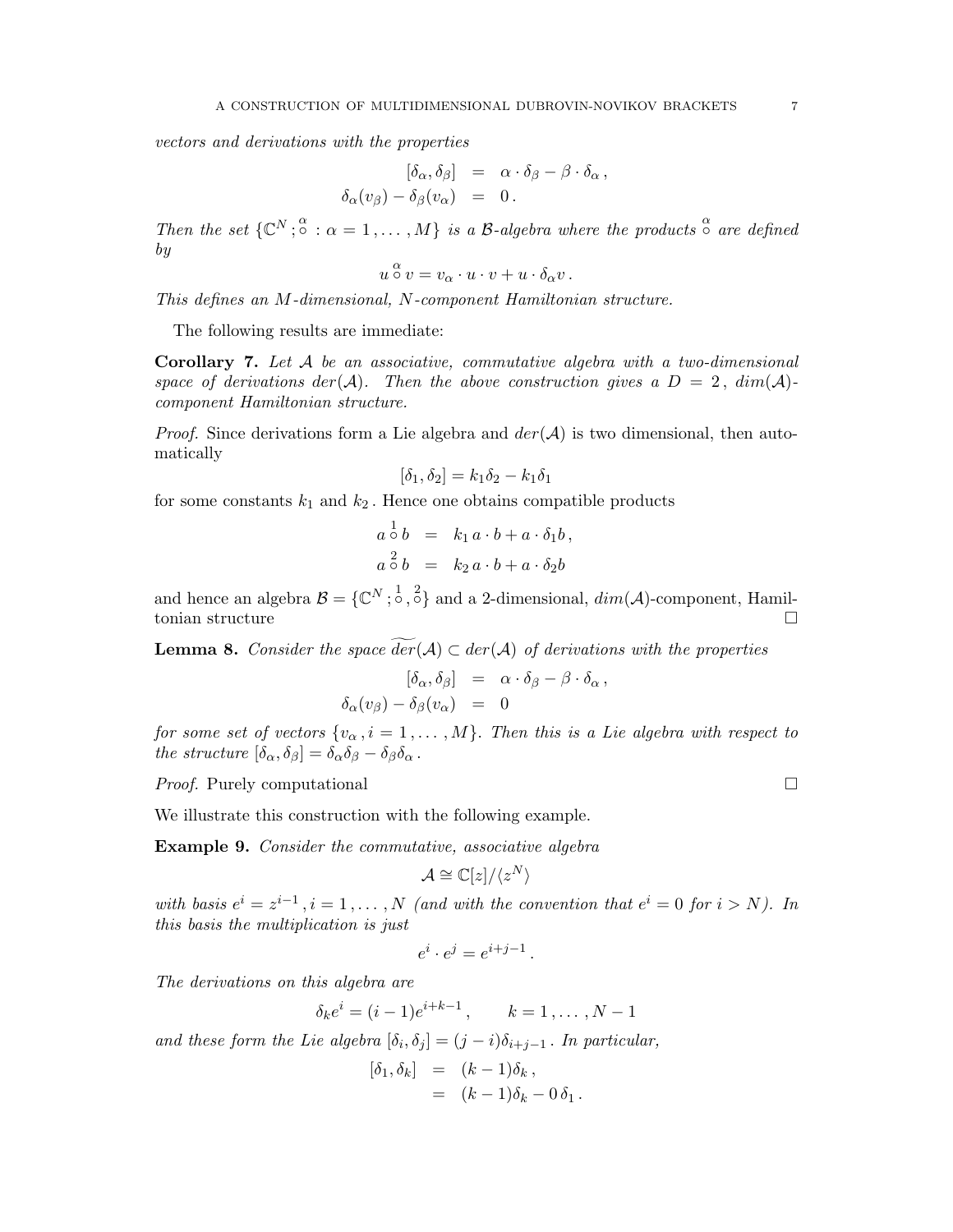*vectors and derivations with the properties*

$$
\begin{aligned}
[\delta_\alpha, \delta_\beta] &= \alpha \cdot \delta_\beta - \beta \cdot \delta_\alpha \,, \\
\delta_\alpha(v_\beta) - \delta_\beta(v_\alpha) &= 0 \,.
\end{aligned}
$$

*Then the set* $\{\mathbb{C}^N ; \overset{\alpha}{\circ} : \alpha = 1, \ldots, M\}$ *is a* $\mathcal{B}$*-algebra where the products* $\overset{\alpha}{\circ}$ *are defined by*

$$
u \overset{\alpha}{\circ} v = v_\alpha \cdot u \cdot v + u \cdot \delta_\alpha v \,.
$$

*This defines an* $M$*-dimensional,* $N$*-component Hamiltonian structure.*

The following results are immediate:

**Corollary 7.** *Let* $\mathcal{A}$ *be an associative, commutative algebra with a two-dimensional space of derivations* $der(\mathcal{A})$*. Then the above construction gives a* $D = 2$*,* $dim(\mathcal{A})$*-component Hamiltonian structure.*

*Proof.* Since derivations form a Lie algebra and $der(\mathcal{A})$ is two dimensional, then automatically

$$
[\delta_1, \delta_2] = k_1 \delta_2 - k_1 \delta_1
$$

for some constants $k_1$ and $k_2$. Hence one obtains compatible products

$$
\begin{aligned}
a \overset{1}{\circ} b &= k_1 \, a \cdot b + a \cdot \delta_1 b \,, \\
a \overset{2}{\circ} b &= k_2 \, a \cdot b + a \cdot \delta_2 b
\end{aligned}
$$

and hence an algebra $\mathcal{B} = \{\mathbb{C}^N ; \overset{1}{\circ}, \overset{2}{\circ}\}$ and a 2-dimensional, $dim(\mathcal{A})$-component, Hamiltonian structure $\square$

**Lemma 8.** *Consider the space* $\widetilde{der}(\mathcal{A}) \subset der(\mathcal{A})$ *of derivations with the properties*

$$
\begin{aligned}
[\delta_\alpha, \delta_\beta] &= \alpha \cdot \delta_\beta - \beta \cdot \delta_\alpha \,, \\
\delta_\alpha(v_\beta) - \delta_\beta(v_\alpha) &= 0
\end{aligned}
$$

*for some set of vectors* $\{v_\alpha \,, i = 1, \ldots, M\}$*. Then this is a Lie algebra with respect to the structure* $[\delta_\alpha, \delta_\beta] = \delta_\alpha \delta_\beta - \delta_\beta \delta_\alpha$*.*

*Proof.* Purely computational $\square$

We illustrate this construction with the following example.

**Example 9.** *Consider the commutative, associative algebra*

$$
\mathcal{A} \cong \mathbb{C}[z]/\langle z^N \rangle
$$

*with basis* $e^i = z^{i-1} \,, i = 1, \ldots, N$ *(and with the convention that* $e^i = 0$ *for* $i > N$*). In this basis the multiplication is just*

$$
e^i \cdot e^j = e^{i+j-1} \,.
$$

*The derivations on this algebra are*

$$
\delta_k e^i = (i-1) e^{i+k-1} \,, \qquad k = 1, \ldots, N-1
$$

*and these form the Lie algebra* $[\delta_i, \delta_j] = (j-i)\delta_{i+j-1}$*. In particular,*

$$
\begin{aligned}
[\delta_1, \delta_k] &= (k-1)\delta_k \,, \\
&= (k-1)\delta_k - 0 \, \delta_1 \,.
\end{aligned}
$$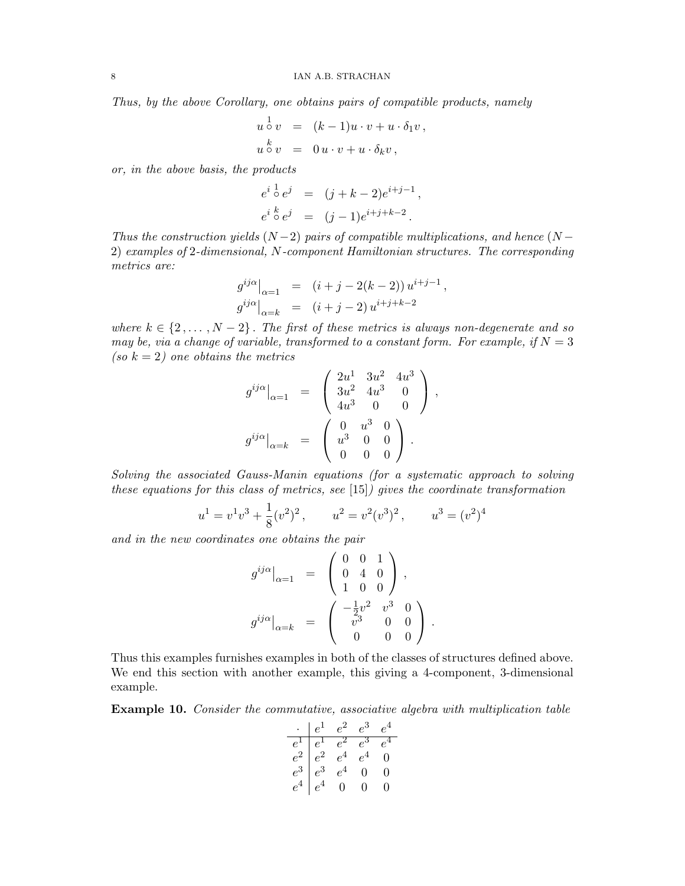*Thus, by the above Corollary, one obtains pairs of compatible products, namely*

$$
\begin{aligned}
u \overset{1}{\circ} v &= (k-1) u \cdot v + u \cdot \delta_1 v \,, \\
u \overset{k}{\circ} v &= 0\, u \cdot v + u \cdot \delta_k v \,,
\end{aligned}
$$

*or, in the above basis, the products*

$$
\begin{aligned}
e^i \overset{1}{\circ} e^j &= (j+k-2) e^{i+j-1} \,, \\
e^i \overset{k}{\circ} e^j &= (j-1) e^{i+j+k-2} \,.
\end{aligned}
$$

*Thus the construction yields $(N-2)$ pairs of compatible multiplications, and hence $(N-2)$ examples of 2-dimensional, $N$-component Hamiltonian structures. The corresponding metrics are:*

$$
\begin{aligned}
g^{ij\alpha}\big|_{\alpha=1} &= (i+j-2(k-2))\, u^{i+j-1} \,, \\
g^{ij\alpha}\big|_{\alpha=k} &= (i+j-2)\, u^{i+j+k-2}
\end{aligned}
$$

*where $k \in \{2, \ldots, N-2\}$. The first of these metrics is always non-degenerate and so may be, via a change of variable, transformed to a constant form. For example, if $N=3$ (so $k=2$) one obtains the metrics*

$$
\begin{aligned}
g^{ij\alpha}\big|_{\alpha=1} &= \begin{pmatrix} 2u^1 & 3u^2 & 4u^3 \\ 3u^2 & 4u^3 & 0 \\ 4u^3 & 0 & 0 \end{pmatrix} , \\
g^{ij\alpha}\big|_{\alpha=k} &= \begin{pmatrix} 0 & u^3 & 0 \\ u^3 & 0 & 0 \\ 0 & 0 & 0 \end{pmatrix} .
\end{aligned}
$$

*Solving the associated Gauss-Manin equations (for a systematic approach to solving these equations for this class of metrics, see [15]) gives the coordinate transformation*

$$
u^1 = v^1 v^3 + \frac{1}{8}(v^2)^2 \,, \qquad u^2 = v^2 (v^3)^2 \,, \qquad u^3 = (v^2)^4
$$

*and in the new coordinates one obtains the pair*

$$
\begin{aligned}
g^{ij\alpha}\big|_{\alpha=1} &= \begin{pmatrix} 0 & 0 & 1 \\ 0 & 4 & 0 \\ 1 & 0 & 0 \end{pmatrix} , \\
g^{ij\alpha}\big|_{\alpha=k} &= \begin{pmatrix} -\frac{1}{2}v^2 & v^3 & 0 \\ v^3 & 0 & 0 \\ 0 & 0 & 0 \end{pmatrix} .
\end{aligned}
$$

Thus this examples furnishes examples in both of the classes of structures defined above. We end this section with another example, this giving a 4-component, 3-dimensional example.

**Example 10.** *Consider the commutative, associative algebra with multiplication table*

| $\cdot$ | $e^1$ | $e^2$ | $e^3$ | $e^4$ |
|---|---|---|---|---|
| $e^1$ | $e^1$ | $e^2$ | $e^3$ | $e^4$ |
| $e^2$ | $e^2$ | $e^4$ | $e^4$ | $0$ |
| $e^3$ | $e^3$ | $e^4$ | $0$ | $0$ |
| $e^4$ | $e^4$ | $0$ | $0$ | $0$ |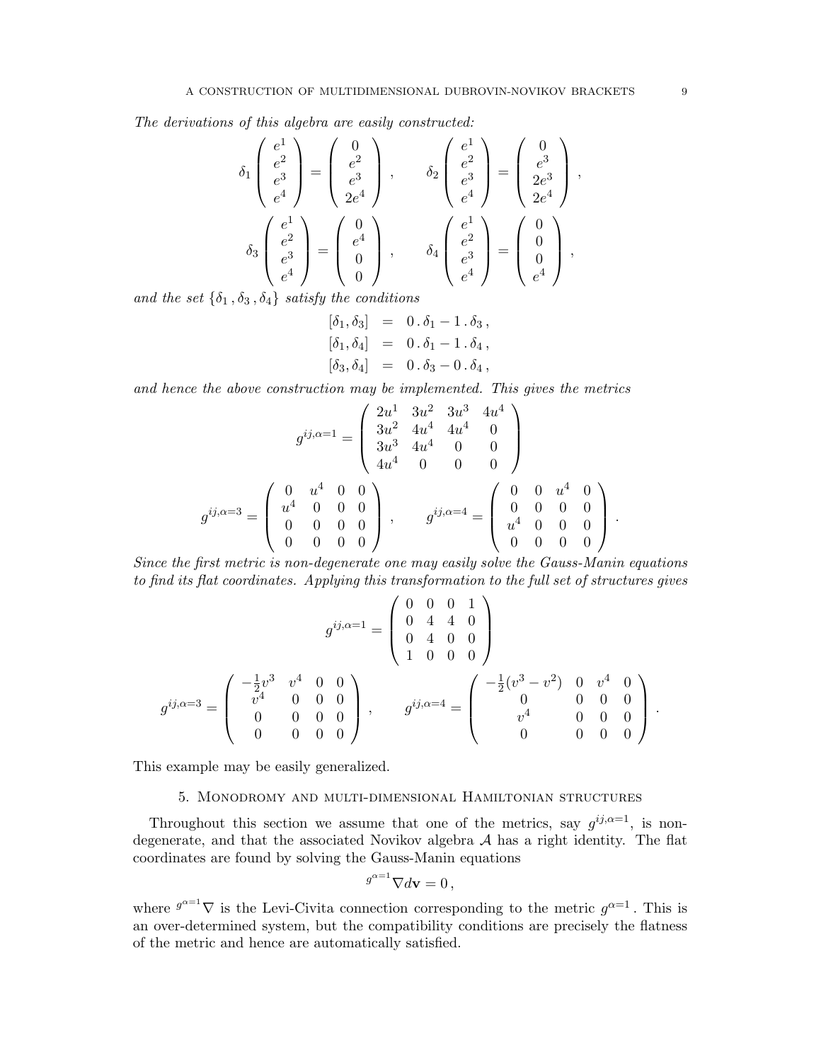*The derivations of this algebra are easily constructed:*

$$
\delta_1 \begin{pmatrix} e^1 \\ e^2 \\ e^3 \\ e^4 \end{pmatrix} = \begin{pmatrix} 0 \\ e^2 \\ e^3 \\ 2e^4 \end{pmatrix}, \qquad \delta_2 \begin{pmatrix} e^1 \\ e^2 \\ e^3 \\ e^4 \end{pmatrix} = \begin{pmatrix} 0 \\ e^3 \\ 2e^3 \\ 2e^4 \end{pmatrix},
$$

$$
\delta_3 \begin{pmatrix} e^1 \\ e^2 \\ e^3 \\ e^4 \end{pmatrix} = \begin{pmatrix} 0 \\ e^4 \\ 0 \\ 0 \end{pmatrix}, \qquad \delta_4 \begin{pmatrix} e^1 \\ e^2 \\ e^3 \\ e^4 \end{pmatrix} = \begin{pmatrix} 0 \\ 0 \\ 0 \\ e^4 \end{pmatrix},
$$

*and the set $\{\delta_1\,, \delta_3\,, \delta_4\}$ satisfy the conditions*

$$
\begin{aligned}
[\delta_1, \delta_3] &= 0\,.\,\delta_1 - 1\,.\,\delta_3\,,\\
[\delta_1, \delta_4] &= 0\,.\,\delta_1 - 1\,.\,\delta_4\,,\\
[\delta_3, \delta_4] &= 0\,.\,\delta_3 - 0\,.\,\delta_4\,,
\end{aligned}
$$

*and hence the above construction may be implemented. This gives the metrics*

$$
g^{ij,\alpha=1} = \begin{pmatrix} 2u^1 & 3u^2 & 3u^3 & 4u^4 \\ 3u^2 & 4u^4 & 4u^4 & 0 \\ 3u^3 & 4u^4 & 0 & 0 \\ 4u^4 & 0 & 0 & 0 \end{pmatrix}
$$

$$
g^{ij,\alpha=3} = \begin{pmatrix} 0 & u^4 & 0 & 0 \\ u^4 & 0 & 0 & 0 \\ 0 & 0 & 0 & 0 \\ 0 & 0 & 0 & 0 \end{pmatrix}, \qquad g^{ij,\alpha=4} = \begin{pmatrix} 0 & 0 & u^4 & 0 \\ 0 & 0 & 0 & 0 \\ u^4 & 0 & 0 & 0 \\ 0 & 0 & 0 & 0 \end{pmatrix}.
$$

*Since the first metric is non-degenerate one may easily solve the Gauss-Manin equations to find its flat coordinates. Applying this transformation to the full set of structures gives*

$$
g^{ij,\alpha=1} = \begin{pmatrix} 0 & 0 & 0 & 1 \\ 0 & 4 & 4 & 0 \\ 0 & 4 & 0 & 0 \\ 1 & 0 & 0 & 0 \end{pmatrix}
$$

$$
g^{ij,\alpha=3} = \begin{pmatrix} -\frac{1}{2}v^3 & v^4 & 0 & 0 \\ v^4 & 0 & 0 & 0 \\ 0 & 0 & 0 & 0 \\ 0 & 0 & 0 & 0 \end{pmatrix}, \qquad g^{ij,\alpha=4} = \begin{pmatrix} -\frac{1}{2}(v^3 - v^2) & 0 & v^4 & 0 \\ 0 & 0 & 0 & 0 \\ v^4 & 0 & 0 & 0 \\ 0 & 0 & 0 & 0 \end{pmatrix}.
$$

This example may be easily generalized.

## 5. Monodromy and multi-dimensional Hamiltonian structures

Throughout this section we assume that one of the metrics, say $g^{ij,\alpha=1}$, is non-degenerate, and that the associated Novikov algebra $\mathcal{A}$ has a right identity. The flat coordinates are found by solving the Gauss-Manin equations

$$
{}^{g^{\alpha=1}}\nabla d\mathbf{v} = 0\,,
$$

where ${}^{g^{\alpha=1}}\nabla$ is the Levi-Civita connection corresponding to the metric $g^{\alpha=1}$. This is an over-determined system, but the compatibility conditions are precisely the flatness of the metric and hence are automatically satisfied.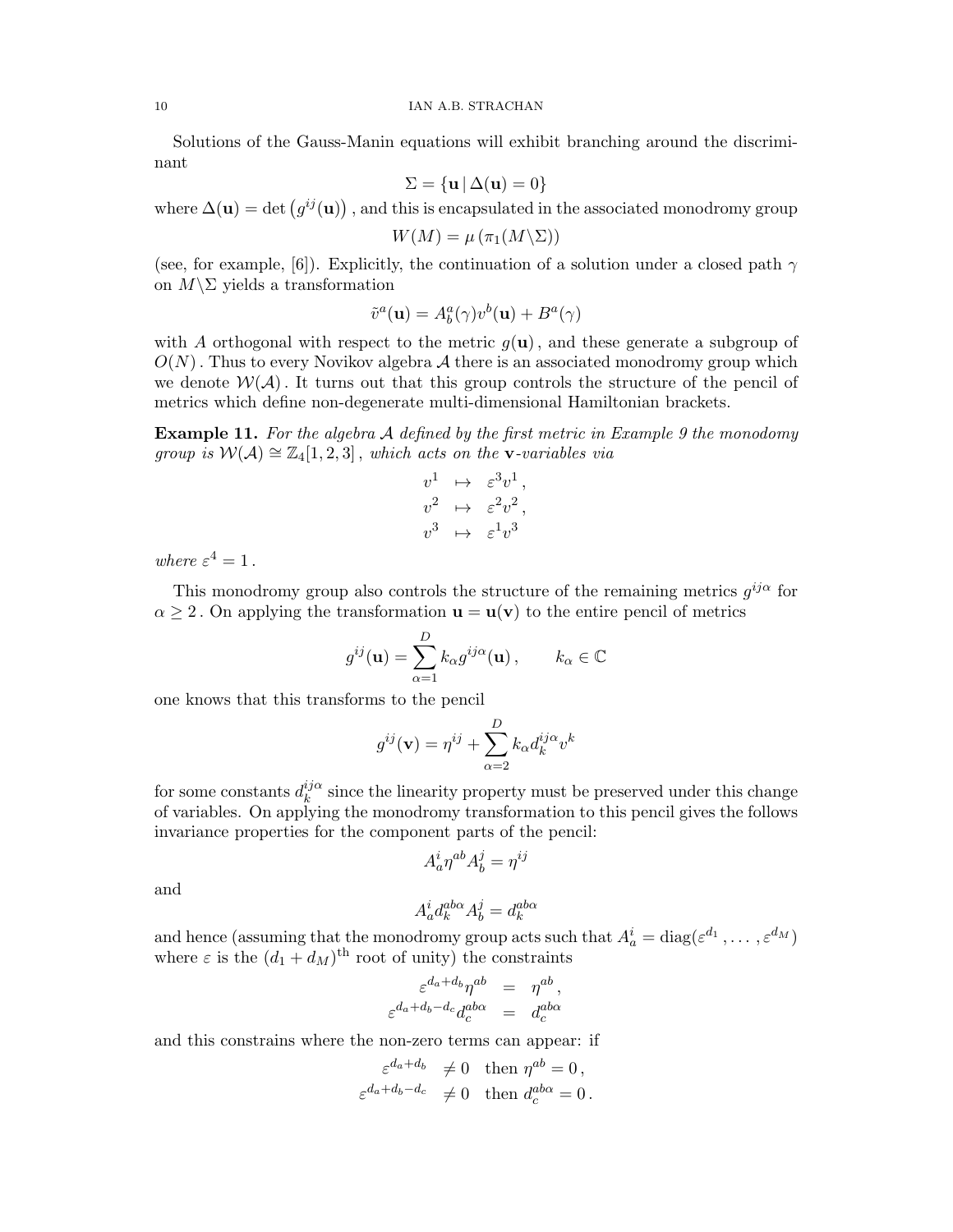Solutions of the Gauss-Manin equations will exhibit branching around the discriminant

$$\Sigma = \{\mathbf{u} \,|\, \Delta(\mathbf{u}) = 0\}$$

where $\Delta(\mathbf{u}) = \det\left(g^{ij}(\mathbf{u})\right)$, and this is encapsulated in the associated monodromy group

$$W(M) = \mu\left(\pi_1(M \backslash \Sigma)\right)$$

(see, for example, [6]). Explicitly, the continuation of a solution under a closed path $\gamma$ on $M\backslash\Sigma$ yields a transformation

$$\tilde{v}^a(\mathbf{u}) = A^a_b(\gamma) v^b(\mathbf{u}) + B^a(\gamma)$$

with $A$ orthogonal with respect to the metric $g(\mathbf{u})$, and these generate a subgroup of $O(N)$. Thus to every Novikov algebra $\mathcal{A}$ there is an associated monodromy group which we denote $\mathcal{W}(\mathcal{A})$. It turns out that this group controls the structure of the pencil of metrics which define non-degenerate multi-dimensional Hamiltonian brackets.

**Example 11.** *For the algebra $\mathcal{A}$ defined by the first metric in Example 9 the monodomy group is $\mathcal{W}(\mathcal{A}) \cong \mathbb{Z}_4[1,2,3]$, which acts on the $\mathbf{v}$-variables via*

$$\begin{array}{rcl} v^1 & \mapsto & \varepsilon^3 v^1\,, \\ v^2 & \mapsto & \varepsilon^2 v^2\,, \\ v^3 & \mapsto & \varepsilon^1 v^3 \end{array}$$

*where $\varepsilon^4 = 1$.*

This monodromy group also controls the structure of the remaining metrics $g^{ij\alpha}$ for $\alpha \geq 2$. On applying the transformation $\mathbf{u} = \mathbf{u}(\mathbf{v})$ to the entire pencil of metrics

$$g^{ij}(\mathbf{u}) = \sum_{\alpha=1}^{D} k_\alpha g^{ij\alpha}(\mathbf{u})\,, \qquad k_\alpha \in \mathbb{C}$$

one knows that this transforms to the pencil

$$g^{ij}(\mathbf{v}) = \eta^{ij} + \sum_{\alpha=2}^{D} k_\alpha d^{ij\alpha}_k v^k$$

for some constants $d^{ij\alpha}_k$ since the linearity property must be preserved under this change of variables. On applying the monodromy transformation to this pencil gives the follows invariance properties for the component parts of the pencil:

$$A^i_a \eta^{ab} A^j_b = \eta^{ij}$$

and

$$A^i_a d^{ab\alpha}_k A^j_b = d^{ab\alpha}_k$$

and hence (assuming that the monodromy group acts such that $A^i_a = \operatorname{diag}(\varepsilon^{d_1}, \ldots, \varepsilon^{d_M})$ where $\varepsilon$ is the $(d_1 + d_M)^{\rm th}$ root of unity) the constraints

$$\begin{array}{rcl} \varepsilon^{d_a+d_b}\eta^{ab} & = & \eta^{ab}\,, \\ \varepsilon^{d_a+d_b-d_c} d^{ab\alpha}_c & = & d^{ab\alpha}_c \end{array}$$

and this constrains where the non-zero terms can appear: if

$$\begin{array}{rl} \varepsilon^{d_a+d_b} & \neq 0 \quad \text{then } \eta^{ab} = 0\,, \\ \varepsilon^{d_a+d_b-d_c} & \neq 0 \quad \text{then } d^{ab\alpha}_c = 0\,. \end{array}$$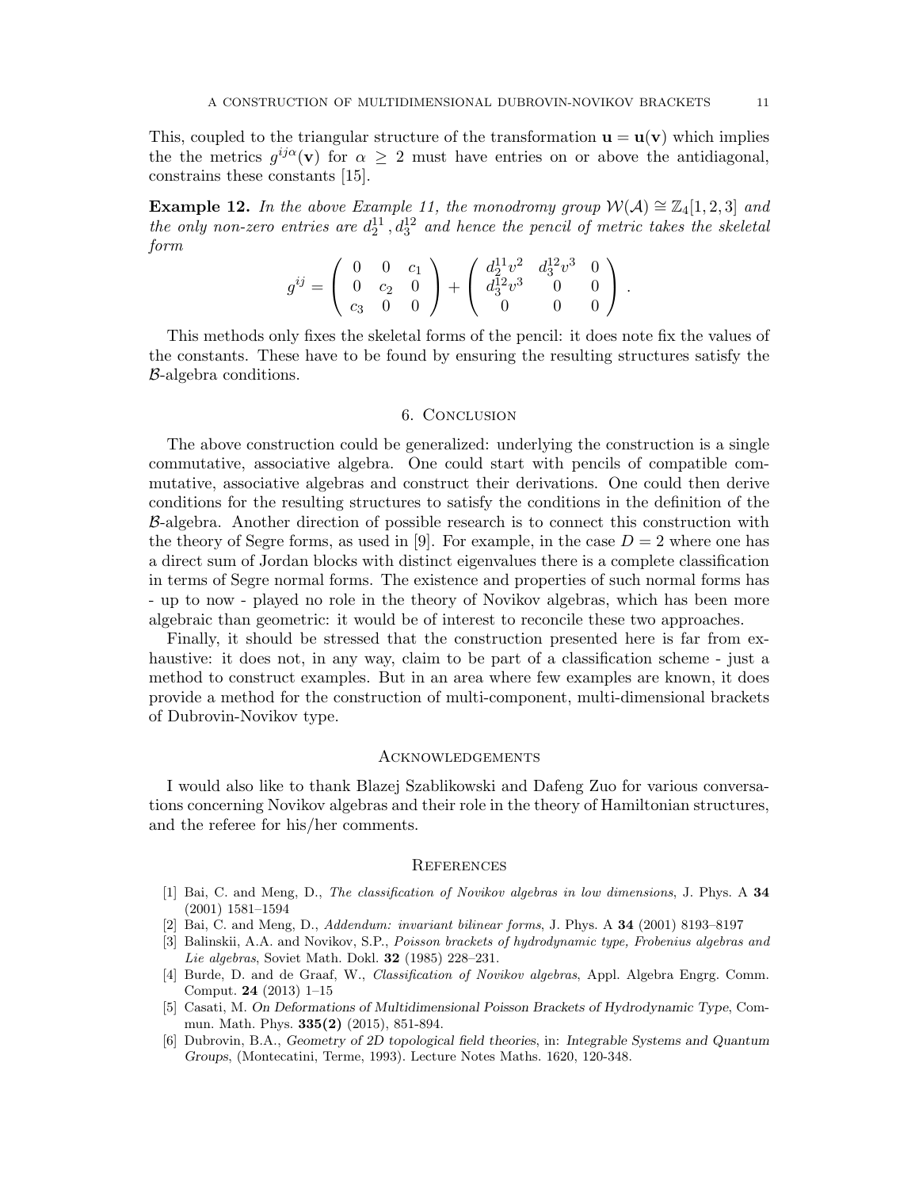This, coupled to the triangular structure of the transformation $\mathbf{u} = \mathbf{u}(\mathbf{v})$ which implies the the metrics $g^{ij\alpha}(\mathbf{v})$ for $\alpha \geq 2$ must have entries on or above the antidiagonal, constrains these constants [15].

**Example 12.** *In the above Example 11, the monodromy group $\mathcal{W}(\mathcal{A}) \cong \mathbb{Z}_4[1,2,3]$ and the only non-zero entries are $d_2^{11}, d_3^{12}$ and hence the pencil of metric takes the skeletal form*

$$g^{ij} = \left( \begin{array}{ccc} 0 & 0 & c_1 \\ 0 & c_2 & 0 \\ c_3 & 0 & 0 \end{array} \right) + \left( \begin{array}{ccc} d_2^{11} v^2 & d_3^{12} v^3 & 0 \\ d_3^{12} v^3 & 0 & 0 \\ 0 & 0 & 0 \end{array} \right).$$

This methods only fixes the skeletal forms of the pencil: it does note fix the values of the constants. These have to be found by ensuring the resulting structures satisfy the $\mathcal{B}$-algebra conditions.

## 6. Conclusion

The above construction could be generalized: underlying the construction is a single commutative, associative algebra. One could start with pencils of compatible commutative, associative algebras and construct their derivations. One could then derive conditions for the resulting structures to satisfy the conditions in the definition of the $\mathcal{B}$-algebra. Another direction of possible research is to connect this construction with the theory of Segre forms, as used in [9]. For example, in the case $D = 2$ where one has a direct sum of Jordan blocks with distinct eigenvalues there is a complete classification in terms of Segre normal forms. The existence and properties of such normal forms has - up to now - played no role in the theory of Novikov algebras, which has been more algebraic than geometric: it would be of interest to reconcile these two approaches.

Finally, it should be stressed that the construction presented here is far from exhaustive: it does not, in any way, claim to be part of a classification scheme - just a method to construct examples. But in an area where few examples are known, it does provide a method for the construction of multi-component, multi-dimensional brackets of Dubrovin-Novikov type.

## Acknowledgements

I would also like to thank Blazej Szablikowski and Dafeng Zuo for various conversations concerning Novikov algebras and their role in the theory of Hamiltonian structures, and the referee for his/her comments.

## References

[1] Bai, C. and Meng, D., *The classification of Novikov algebras in low dimensions*, J. Phys. A **34** (2001) 1581–1594

[2] Bai, C. and Meng, D., *Addendum: invariant bilinear forms*, J. Phys. A **34** (2001) 8193–8197

[3] Balinskii, A.A. and Novikov, S.P., *Poisson brackets of hydrodynamic type, Frobenius algebras and Lie algebras*, Soviet Math. Dokl. **32** (1985) 228–231.

[4] Burde, D. and de Graaf, W., *Classification of Novikov algebras*, Appl. Algebra Engrg. Comm. Comput. **24** (2013) 1–15

[5] Casati, M. *On Deformations of Multidimensional Poisson Brackets of Hydrodynamic Type*, Commun. Math. Phys. **335(2)** (2015), 851-894.

[6] Dubrovin, B.A., *Geometry of 2D topological field theories*, in: *Integrable Systems and Quantum Groups*, (Montecatini, Terme, 1993). Lecture Notes Maths. 1620, 120-348.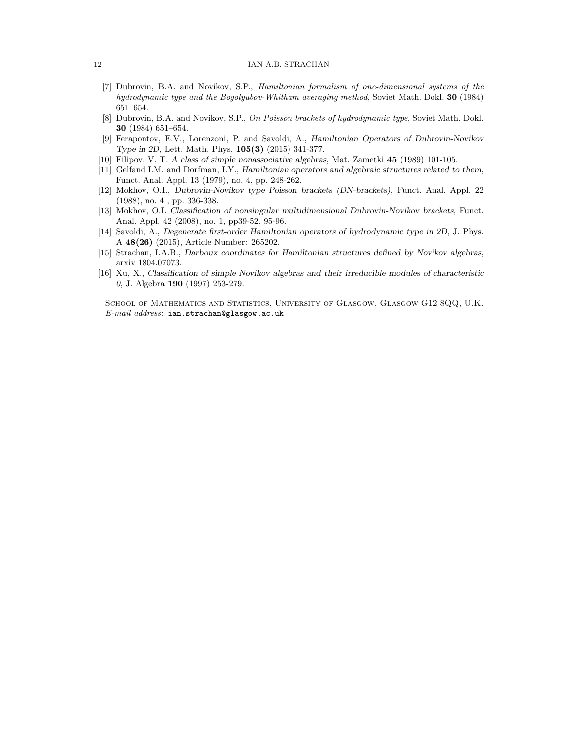[7] Dubrovin, B.A. and Novikov, S.P., *Hamiltonian formalism of one-dimensional systems of the hydrodynamic type and the Bogolyubov-Whitham averaging method*, Soviet Math. Dokl. **30** (1984) 651–654.

[8] Dubrovin, B.A. and Novikov, S.P., *On Poisson brackets of hydrodynamic type*, Soviet Math. Dokl. **30** (1984) 651–654.

[9] Ferapontov, E.V., Lorenzoni, P. and Savoldi, A., *Hamiltonian Operators of Dubrovin-Novikov Type in 2D*, Lett. Math. Phys. **105(3)** (2015) 341-377.

[10] Filipov, V. T. *A class of simple nonassociative algebras*, Mat. Zametki **45** (1989) 101-105.

[11] Gelfand I.M. and Dorfman, I.Y., *Hamiltonian operators and algebraic structures related to them*, Funct. Anal. Appl. 13 (1979), no. 4, pp. 248-262.

[12] Mokhov, O.I., *Dubrovin-Novikov type Poisson brackets (DN-brackets)*, Funct. Anal. Appl. 22 (1988), no. 4 , pp. 336-338.

[13] Mokhov, O.I. *Classification of nonsingular multidimensional Dubrovin-Novikov brackets*, Funct. Anal. Appl. 42 (2008), no. 1, pp39-52, 95-96.

[14] Savoldi, A., *Degenerate first-order Hamiltonian operators of hydrodynamic type in 2D*, J. Phys. A **48(26)** (2015), Article Number: 265202.

[15] Strachan, I.A.B., *Darboux coordinates for Hamiltonian structures defined by Novikov algebras*, arxiv 1804.07073.

[16] Xu, X., *Classification of simple Novikov algebras and their irreducible modules of characteristic 0*, J. Algebra **190** (1997) 253-279.

School of Mathematics and Statistics, University of Glasgow, Glasgow G12 8QQ, U.K.
*E-mail address*: ian.strachan@glasgow.ac.uk